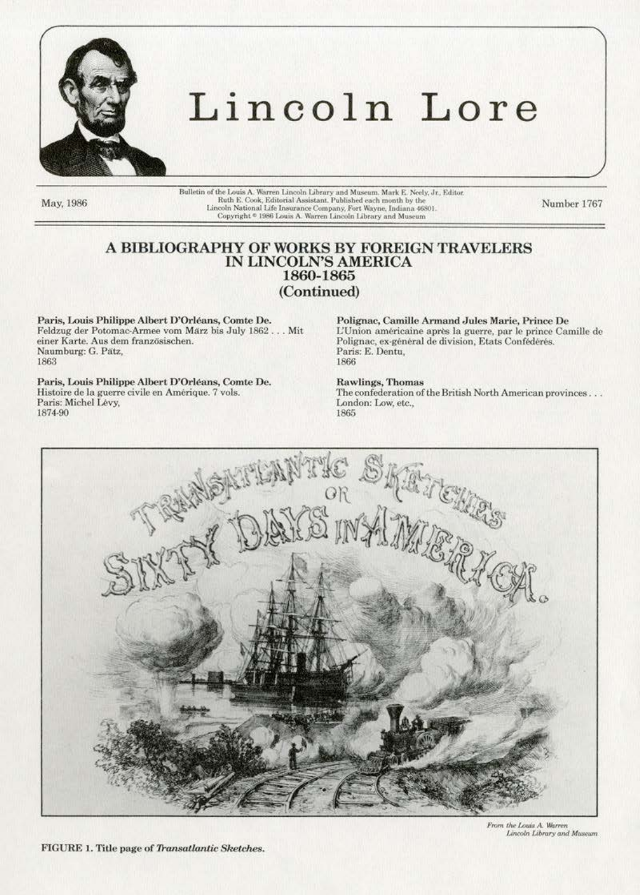# Lincoln Lore

May, 1986

Bulletin of the Louis A. Warren Lincoln Library and Museum. Mark E. Neely, Jr., Editor. Ruth E. Cook, Editorial Assistant. Published each month by the Lincoln National Life Insurance Company, Fort Wayne, Indiana 46801. Copyright © 1986 Louis A. Warren Lincoln Library and Museum

Number 1767

## A BIBLIOGRAPHY OF WORKS BY FOREIGN TRAVELERS IN LINCOLN'S AMERICA 1860-1865 (Continued)

**Paris, Louis Philippe Albert D'Orléans, Comte De.**
Feldzug der Potomac-Armee vom März bis July 1862 . . . Mit einer Karte. Aus dem französischen.
Naumburg: G. Pätz,
1863

**Paris, Louis Philippe Albert D'Orléans, Comte De.**
Histoire de la guerre civile en Amérique. 7 vols.
Paris: Michel Lévy,
1874-90

**Polignac, Camille Armand Jules Marie, Prince De**
L'Union américaine après la guerre, par le prince Camille de Polignac, ex-général de division, Etats Confédérés.
Paris: E. Dentu,
1866

**Rawlings, Thomas**
The confederation of the British North American provinces . . .
London: Low, etc.,
1865

*From the Louis A. Warren Lincoln Library and Museum*

FIGURE 1. Title page of *Transatlantic Sketches.*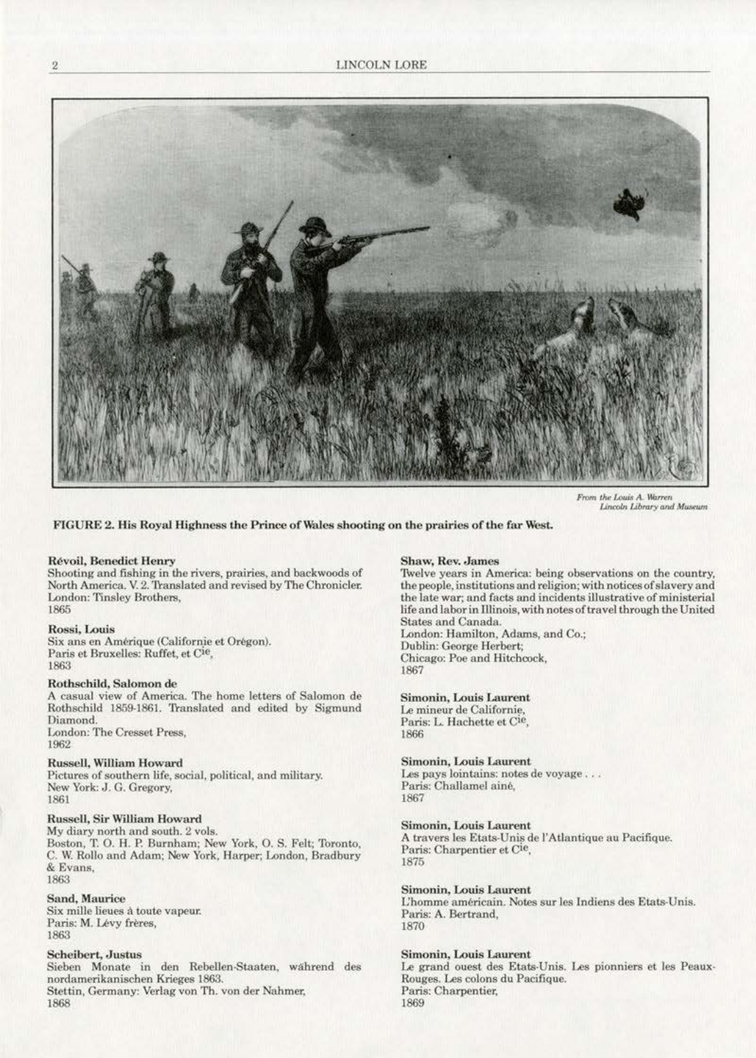*From the Louis A. Warren Lincoln Library and Museum*

**FIGURE 2. His Royal Highness the Prince of Wales shooting on the prairies of the far West.**

**Révoil, Benedict Henry**
Shooting and fishing in the rivers, prairies, and backwoods of North America. V. 2. Translated and revised by The Chronicler.
London: Tinsley Brothers,
1865

**Rossi, Louis**
Six ans en Amérique (Californie et Orégon).
Paris et Bruxelles: Ruffet, et Cie,
1863

**Rothschild, Salomon de**
A casual view of America. The home letters of Salomon de Rothschild 1859-1861. Translated and edited by Sigmund Diamond.
London: The Cresset Press,
1962

**Russell, William Howard**
Pictures of southern life, social, political, and military.
New York: J. G. Gregory,
1861

**Russell, Sir William Howard**
My diary north and south. 2 vols.
Boston, T. O. H. P. Burnham; New York, O. S. Felt; Toronto, C. W. Rollo and Adam; New York, Harper; London, Bradbury & Evans,
1863

**Sand, Maurice**
Six mille lieues à toute vapeur.
Paris: M. Lévy frères,
1863

**Scheibert, Justus**
Sieben Monate in den Rebellen-Staaten, während des nordamerikanischen Krieges 1863.
Stettin, Germany: Verlag von Th. von der Nahmer,
1868

**Shaw, Rev. James**
Twelve years in America: being observations on the country, the people, institutions and religion; with notices of slavery and the late war; and facts and incidents illustrative of ministerial life and labor in Illinois, with notes of travel through the United States and Canada.
London: Hamilton, Adams, and Co.;
Dublin: George Herbert;
Chicago: Poe and Hitchcock,
1867

**Simonin, Louis Laurent**
Le mineur de Californie,
Paris: L. Hachette et Cie,
1866

**Simonin, Louis Laurent**
Les pays lointains: notes de voyage . . .
Paris: Challamel ainé,
1867

**Simonin, Louis Laurent**
A travers les Etats-Unis de l'Atlantique au Pacifique.
Paris: Charpentier et Cie,
1875

**Simonin, Louis Laurent**
L'homme américain. Notes sur les Indiens des Etats-Unis.
Paris: A. Bertrand,
1870

**Simonin, Louis Laurent**
Le grand ouest des Etats-Unis. Les pionniers et les Peaux-Rouges. Les colons du Pacifique.
Paris: Charpentier,
1869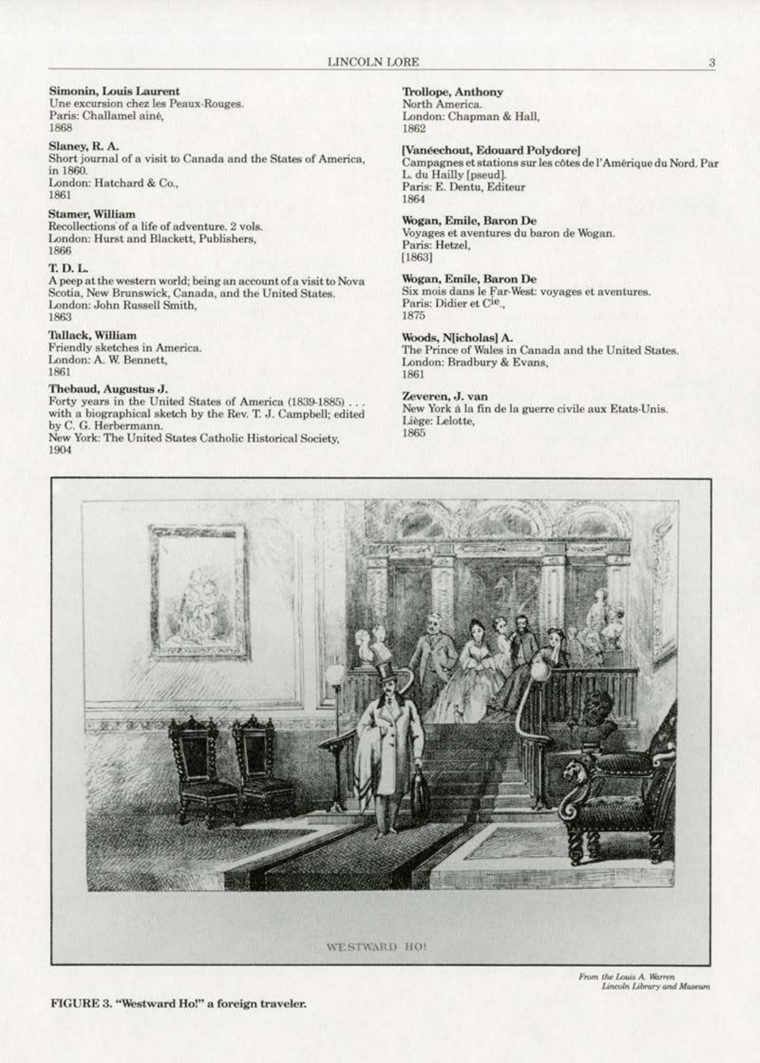**Simonin, Louis Laurent**
Une excursion chez les Peaux-Rouges.
Paris: Challamel ainé,
1868

**Slaney, R. A.**
Short journal of a visit to Canada and the States of America, in 1860.
London: Hatchard & Co.,
1861

**Stamer, William**
Recollections of a life of adventure. 2 vols.
London: Hurst and Blackett, Publishers,
1866

**T. D. L.**
A peep at the western world; being an account of a visit to Nova Scotia, New Brunswick, Canada, and the United States.
London: John Russell Smith,
1863

**Tallack, William**
Friendly sketches in America.
London: A. W. Bennett,
1861

**Thebaud, Augustus J.**
Forty years in the United States of America (1839-1885) . . . with a biographical sketch by the Rev. T. J. Campbell; edited by C. G. Herbermann.
New York: The United States Catholic Historical Society,
1904

**Trollope, Anthony**
North America.
London: Chapman & Hall,
1862

**[Vanéechout, Edouard Polydore]**
Campagnes et stations sur les côtes de l'Amérique du Nord. Par L. du Hailly [pseud].
Paris: E. Dentu, Editeur
1864

**Wogan, Emile, Baron De**
Voyages et aventures du baron de Wogan.
Paris: Hetzel,
[1863]

**Wogan, Emile, Baron De**
Six mois dans le Far-West: voyages et aventures.
Paris: Didier et Cie.,
1875

**Woods, N[icholas] A.**
The Prince of Wales in Canada and the United States.
London: Bradbury & Evans,
1861

**Zeveren, J. van**
New York à la fin de la guerre civile aux Etats-Unis.
Liège: Lelotte,
1865

WESTWARD HO!

*From the Louis A. Warren Lincoln Library and Museum*

**FIGURE 3. "Westward Ho!" a foreign traveler.**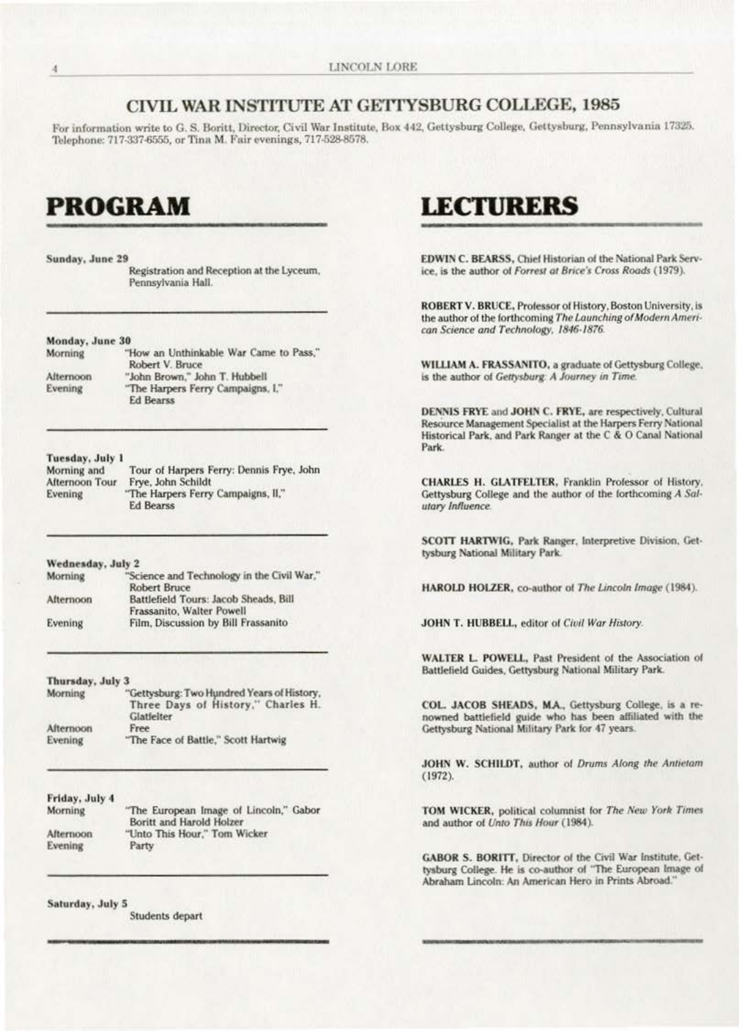## CIVIL WAR INSTITUTE AT GETTYSBURG COLLEGE, 1985

For information write to G. S. Boritt, Director, Civil War Institute, Box 442, Gettysburg College, Gettysburg, Pennsylvania 17325. Telephone: 717-337-6555, or Tina M. Fair evenings, 717-528-8578.

# PROGRAM

**Sunday, June 29**

Registration and Reception at the Lyceum, Pennsylvania Hall.

**Monday, June 30**

| | |
|---|---|
| Morning | "How an Unthinkable War Came to Pass," Robert V. Bruce |
| Afternoon | "John Brown," John T. Hubbell |
| Evening | "The Harpers Ferry Campaigns, I," Ed Bearss |

**Tuesday, July 1**

| | |
|---|---|
| Morning and Afternoon Tour | Tour of Harpers Ferry: Dennis Frye, John Frye, John Schildt |
| Evening | "The Harpers Ferry Campaigns, II," Ed Bearss |

**Wednesday, July 2**

| | |
|---|---|
| Morning | "Science and Technology in the Civil War," Robert Bruce |
| Afternoon | Battlefield Tours: Jacob Sheads, Bill Frassanito, Walter Powell |
| Evening | Film, Discussion by Bill Frassanito |

**Thursday, July 3**

| | |
|---|---|
| Morning | "Gettysburg: Two Hundred Years of History, Three Days of History," Charles H. Glatfelter |
| Afternoon | Free |
| Evening | "The Face of Battle," Scott Hartwig |

**Friday, July 4**

| | |
|---|---|
| Morning | "The European Image of Lincoln," Gabor Boritt and Harold Holzer |
| Afternoon | "Unto This Hour," Tom Wicker |
| Evening | Party |

**Saturday, July 5**

Students depart

# LECTURERS

**EDWIN C. BEARSS**, Chief Historian of the National Park Service, is the author of *Forrest at Brice's Cross Roads* (1979).

**ROBERT V. BRUCE**, Professor of History, Boston University, is the author of the forthcoming *The Launching of Modern American Science and Technology, 1846-1876.*

**WILLIAM A. FRASSANITO**, a graduate of Gettysburg College, is the author of *Gettysburg: A Journey in Time.*

**DENNIS FRYE** and **JOHN C. FRYE**, are respectively, Cultural Resource Management Specialist at the Harpers Ferry National Historical Park, and Park Ranger at the C & O Canal National Park.

**CHARLES H. GLATFELTER**, Franklin Professor of History, Gettysburg College and the author of the forthcoming *A Salutary Influence.*

**SCOTT HARTWIG**, Park Ranger, Interpretive Division, Gettysburg National Military Park.

**HAROLD HOLZER**, co-author of *The Lincoln Image* (1984).

**JOHN T. HUBBELL**, editor of *Civil War History.*

**WALTER L. POWELL**, Past President of the Association of Battlefield Guides, Gettysburg National Military Park.

**COL. JACOB SHEADS, M.A.**, Gettysburg College, is a renowned battlefield guide who has been affiliated with the Gettysburg National Military Park for 47 years.

**JOHN W. SCHILDT**, author of *Drums Along the Antietam* (1972).

**TOM WICKER**, political columnist for *The New York Times* and author of *Unto This Hour* (1984).

**GABOR S. BORITT**, Director of the Civil War Institute, Gettysburg College. He is co-author of "The European Image of Abraham Lincoln: An American Hero in Prints Abroad."